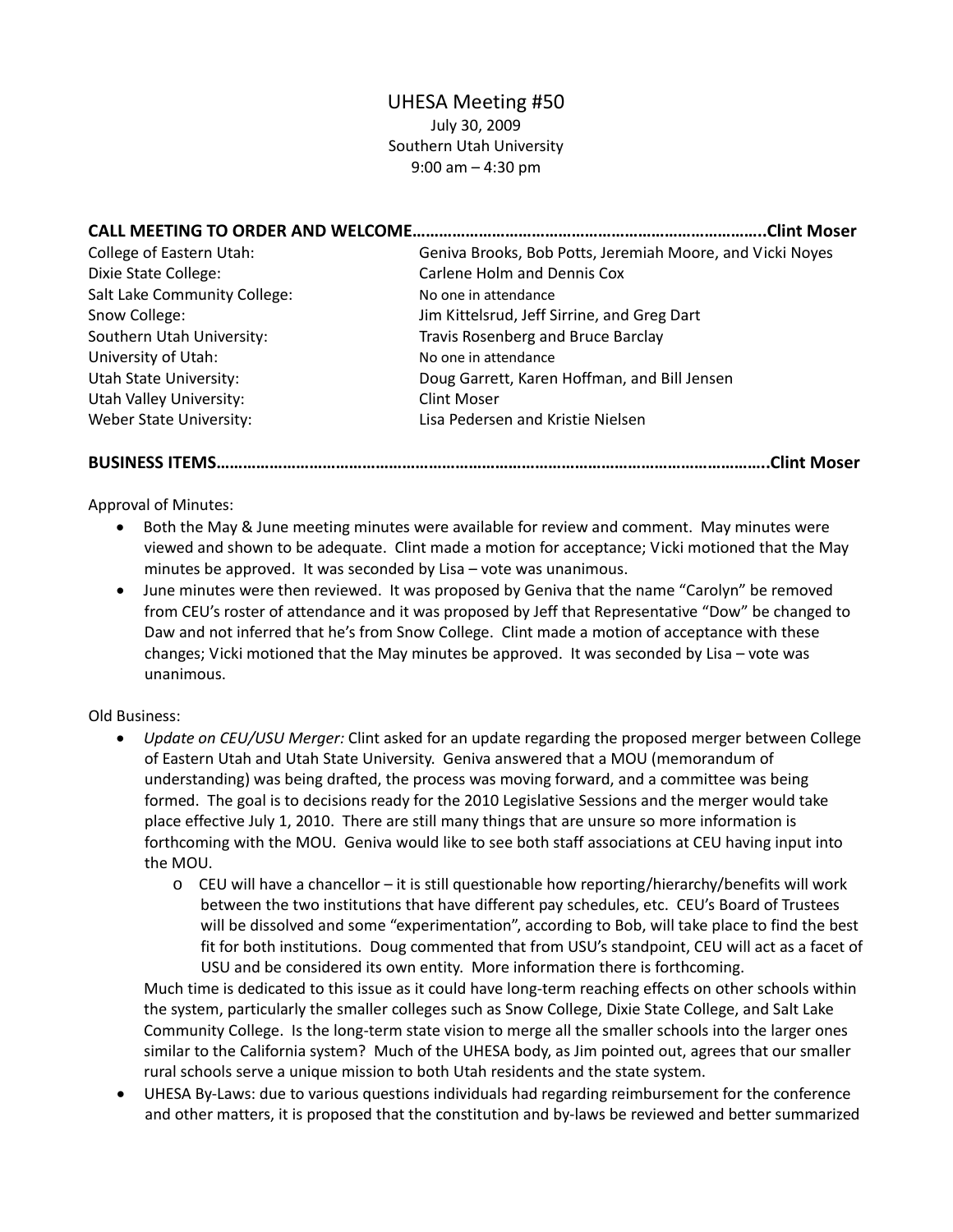# UHESA Meeting #50

July 30, 2009
Southern Utah University
9:00 am – 4:30 pm

**CALL MEETING TO ORDER AND WELCOME…………………………………………………………………..Clint Moser**

| | |
|---|---|
| College of Eastern Utah: | Geniva Brooks, Bob Potts, Jeremiah Moore, and Vicki Noyes |
| Dixie State College: | Carlene Holm and Dennis Cox |
| Salt Lake Community College: | No one in attendance |
| Snow College: | Jim Kittelsrud, Jeff Sirrine, and Greg Dart |
| Southern Utah University: | Travis Rosenberg and Bruce Barclay |
| University of Utah: | No one in attendance |
| Utah State University: | Doug Garrett, Karen Hoffman, and Bill Jensen |
| Utah Valley University: | Clint Moser |
| Weber State University: | Lisa Pedersen and Kristie Nielsen |

**BUSINESS ITEMS……………………………………………………………………………………………………..Clint Moser**

Approval of Minutes:

- Both the May & June meeting minutes were available for review and comment. May minutes were viewed and shown to be adequate. Clint made a motion for acceptance; Vicki motioned that the May minutes be approved. It was seconded by Lisa – vote was unanimous.
- June minutes were then reviewed. It was proposed by Geniva that the name "Carolyn" be removed from CEU's roster of attendance and it was proposed by Jeff that Representative "Dow" be changed to Daw and not inferred that he's from Snow College. Clint made a motion of acceptance with these changes; Vicki motioned that the May minutes be approved. It was seconded by Lisa – vote was unanimous.

Old Business:

- *Update on CEU/USU Merger:* Clint asked for an update regarding the proposed merger between College of Eastern Utah and Utah State University. Geniva answered that a MOU (memorandum of understanding) was being drafted, the process was moving forward, and a committee was being formed. The goal is to decisions ready for the 2010 Legislative Sessions and the merger would take place effective July 1, 2010. There are still many things that are unsure so more information is forthcoming with the MOU. Geniva would like to see both staff associations at CEU having input into the MOU.
    - CEU will have a chancellor – it is still questionable how reporting/hierarchy/benefits will work between the two institutions that have different pay schedules, etc. CEU's Board of Trustees will be dissolved and some "experimentation", according to Bob, will take place to find the best fit for both institutions. Doug commented that from USU's standpoint, CEU will act as a facet of USU and be considered its own entity. More information there is forthcoming.

  Much time is dedicated to this issue as it could have long-term reaching effects on other schools within the system, particularly the smaller colleges such as Snow College, Dixie State College, and Salt Lake Community College. Is the long-term state vision to merge all the smaller schools into the larger ones similar to the California system? Much of the UHESA body, as Jim pointed out, agrees that our smaller rural schools serve a unique mission to both Utah residents and the state system.
- UHESA By-Laws: due to various questions individuals had regarding reimbursement for the conference and other matters, it is proposed that the constitution and by-laws be reviewed and better summarized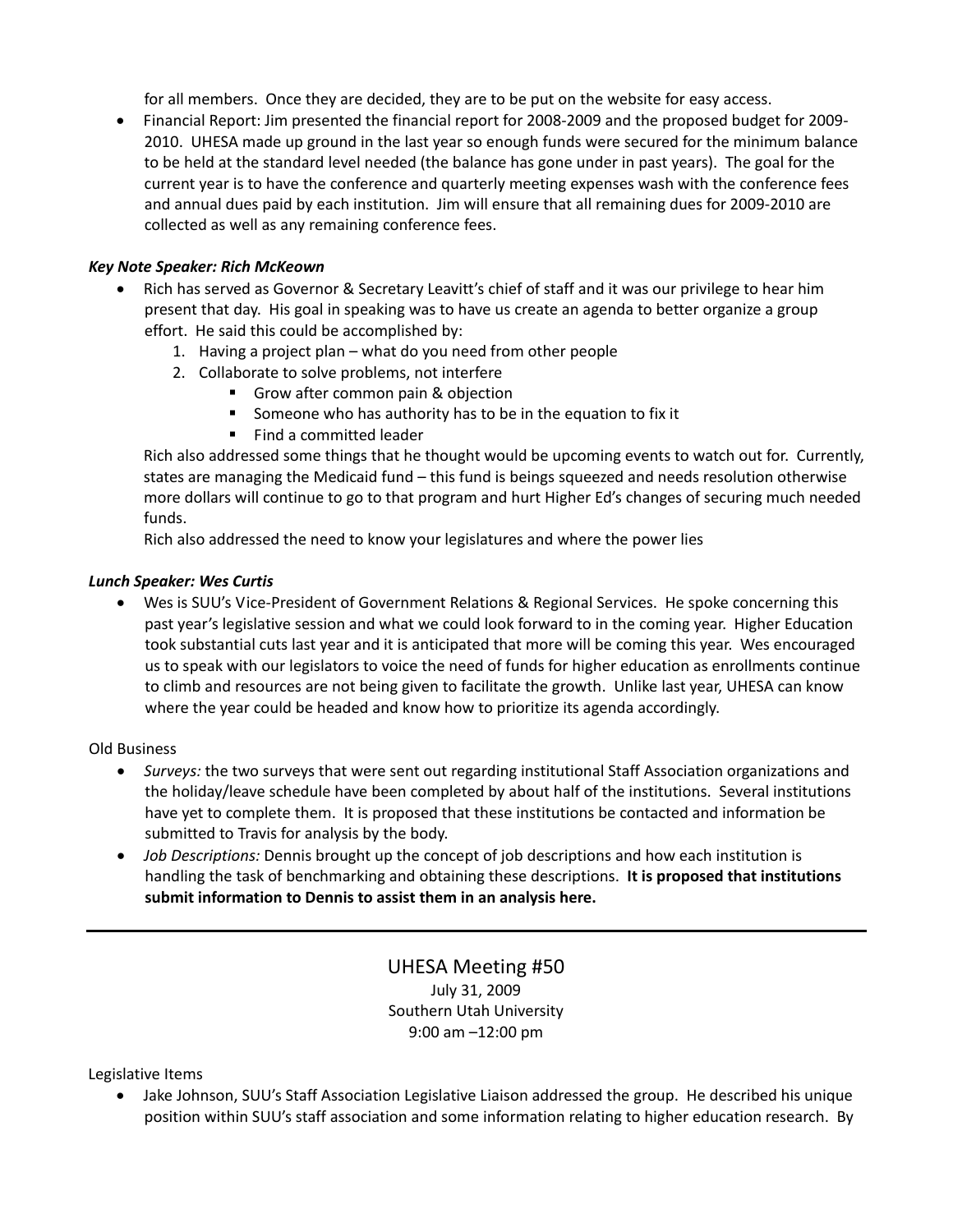for all members. Once they are decided, they are to be put on the website for easy access.

- Financial Report: Jim presented the financial report for 2008-2009 and the proposed budget for 2009-2010. UHESA made up ground in the last year so enough funds were secured for the minimum balance to be held at the standard level needed (the balance has gone under in past years). The goal for the current year is to have the conference and quarterly meeting expenses wash with the conference fees and annual dues paid by each institution. Jim will ensure that all remaining dues for 2009-2010 are collected as well as any remaining conference fees.

***Key Note Speaker: Rich McKeown***

- Rich has served as Governor & Secretary Leavitt's chief of staff and it was our privilege to hear him present that day. His goal in speaking was to have us create an agenda to better organize a group effort. He said this could be accomplished by:
  1. Having a project plan – what do you need from other people
  2. Collaborate to solve problems, not interfere
     - Grow after common pain & objection
     - Someone who has authority has to be in the equation to fix it
     - Find a committed leader

  Rich also addressed some things that he thought would be upcoming events to watch out for. Currently, states are managing the Medicaid fund – this fund is beings squeezed and needs resolution otherwise more dollars will continue to go to that program and hurt Higher Ed's changes of securing much needed funds.

  Rich also addressed the need to know your legislatures and where the power lies

***Lunch Speaker: Wes Curtis***

- Wes is SUU's Vice-President of Government Relations & Regional Services. He spoke concerning this past year's legislative session and what we could look forward to in the coming year. Higher Education took substantial cuts last year and it is anticipated that more will be coming this year. Wes encouraged us to speak with our legislators to voice the need of funds for higher education as enrollments continue to climb and resources are not being given to facilitate the growth. Unlike last year, UHESA can know where the year could be headed and know how to prioritize its agenda accordingly.

Old Business

- *Surveys:* the two surveys that were sent out regarding institutional Staff Association organizations and the holiday/leave schedule have been completed by about half of the institutions. Several institutions have yet to complete them. It is proposed that these institutions be contacted and information be submitted to Travis for analysis by the body.
- *Job Descriptions:* Dennis brought up the concept of job descriptions and how each institution is handling the task of benchmarking and obtaining these descriptions. **It is proposed that institutions submit information to Dennis to assist them in an analysis here.**

---

## UHESA Meeting #50

July 31, 2009
Southern Utah University
9:00 am –12:00 pm

Legislative Items

- Jake Johnson, SUU's Staff Association Legislative Liaison addressed the group. He described his unique position within SUU's staff association and some information relating to higher education research. By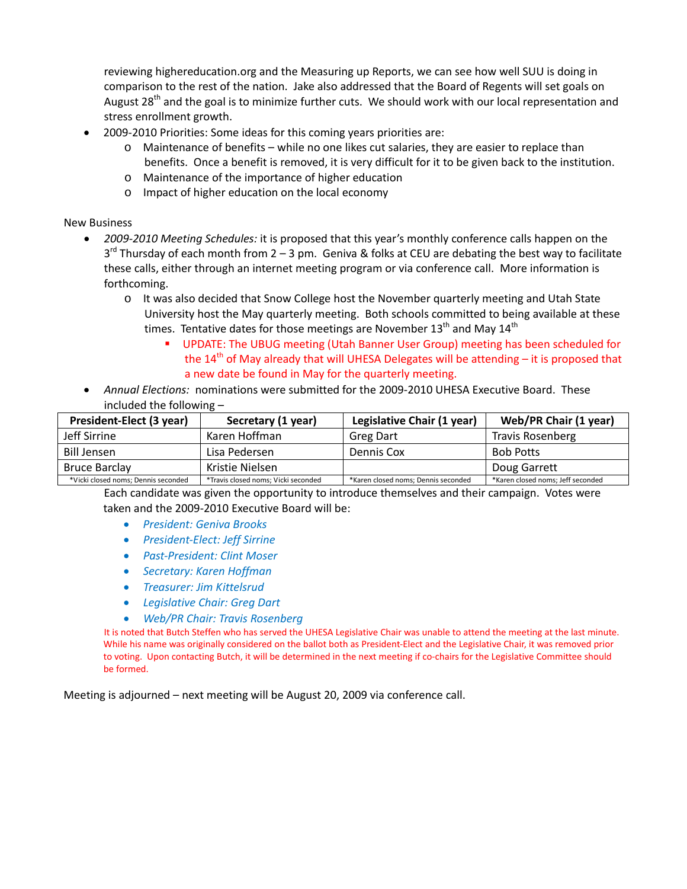reviewing highereducation.org and the Measuring up Reports, we can see how well SUU is doing in comparison to the rest of the nation. Jake also addressed that the Board of Regents will set goals on August 28th and the goal is to minimize further cuts. We should work with our local representation and stress enrollment growth.

- 2009-2010 Priorities: Some ideas for this coming years priorities are:
  - Maintenance of benefits – while no one likes cut salaries, they are easier to replace than benefits. Once a benefit is removed, it is very difficult for it to be given back to the institution.
  - Maintenance of the importance of higher education
  - Impact of higher education on the local economy

New Business

- *2009-2010 Meeting Schedules:* it is proposed that this year's monthly conference calls happen on the 3rd Thursday of each month from 2 – 3 pm. Geniva & folks at CEU are debating the best way to facilitate these calls, either through an internet meeting program or via conference call. More information is forthcoming.
  - It was also decided that Snow College host the November quarterly meeting and Utah State University host the May quarterly meeting. Both schools committed to being available at these times. Tentative dates for those meetings are November 13th and May 14th
    - UPDATE: The UBUG meeting (Utah Banner User Group) meeting has been scheduled for the 14th of May already that will UHESA Delegates will be attending – it is proposed that a new date be found in May for the quarterly meeting.
- *Annual Elections:* nominations were submitted for the 2009-2010 UHESA Executive Board. These included the following –

| President-Elect (3 year) | Secretary (1 year) | Legislative Chair (1 year) | Web/PR Chair (1 year) |
|---|---|---|---|
| Jeff Sirrine | Karen Hoffman | Greg Dart | Travis Rosenberg |
| Bill Jensen | Lisa Pedersen | Dennis Cox | Bob Potts |
| Bruce Barclay | Kristie Nielsen | | Doug Garrett |
| *Vicki closed noms; Dennis seconded | *Travis closed noms; Vicki seconded | *Karen closed noms; Dennis seconded | *Karen closed noms; Jeff seconded |

Each candidate was given the opportunity to introduce themselves and their campaign. Votes were taken and the 2009-2010 Executive Board will be:

- *President: Geniva Brooks*
- *President-Elect: Jeff Sirrine*
- *Past-President: Clint Moser*
- *Secretary: Karen Hoffman*
- *Treasurer: Jim Kittelsrud*
- *Legislative Chair: Greg Dart*
- *Web/PR Chair: Travis Rosenberg*

It is noted that Butch Steffen who has served the UHESA Legislative Chair was unable to attend the meeting at the last minute. While his name was originally considered on the ballot both as President-Elect and the Legislative Chair, it was removed prior to voting. Upon contacting Butch, it will be determined in the next meeting if co-chairs for the Legislative Committee should be formed.

Meeting is adjourned – next meeting will be August 20, 2009 via conference call.